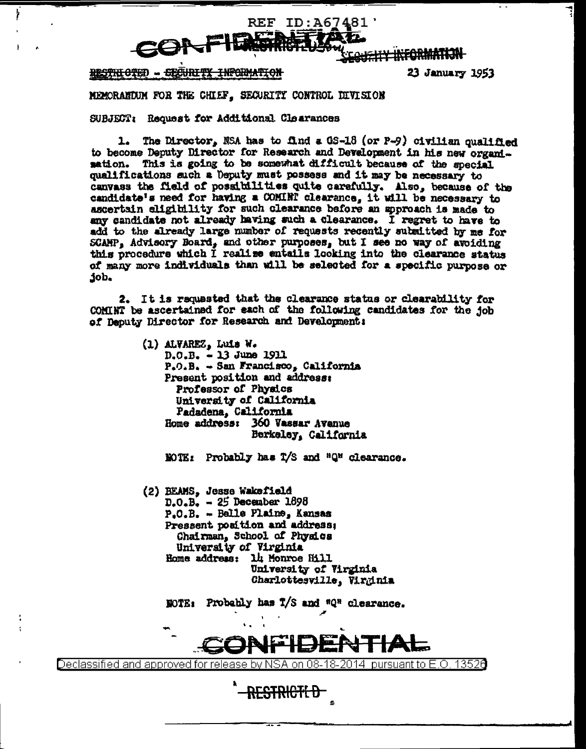REF ID:A67481

CONFIDENTIAL

RESTRICTED - SECURITY INFORMATION

23 January 1953

MEMORANDUM FOR THE CHIEF, SECURITY CONTROL DIVISION

SUBJECT: Request for Additional Clearances

1. The Director, NSA has to find a GS-18 (or P-9) civilian qualified to become Deputy Director for Research and Development in his new organization. This is going to be somewhat difficult because of the special qualifications such a Deputy must possess and it may be necessary to canvass the field of possibilities quite carefully. Also, because of the candidate's need for having a COMINT clearance, it will be necessary to ascertain eligibility for such clearance before an approach is made to any candidate not already having such a clearance. I regret to have to add to the already large number of requests recently submitted by me for SCAMP, Advisory Board, and other purposes, but I see no way of avoiding this procedure which I realize entails looking into the clearance status of many more individuals than will be selected for a specific purpose or job.

2. It is requested that the clearance status or clearability for COMINT be ascertained for each of the following candidates for the job of Deputy Director for Research and Development:

(1) ALVAREZ, Luis W.
D.O.B. - 13 June 1911
P.O.B. - San Francisco, California
Present position and address:
Professor of Physics
University of California
Padadena, California
Home address: 360 Vassar Avenue
Berkeley, California

NOTE: Probably has T/S and "Q" clearance.

(2) BEAMS, Jesse Wakefield
D.O.B. - 25 December 1898
P.O.B. - Belle Plaine, Kansas
Pressent position and address:
Chairman, School of Physics
University of Virginia
Home address: 14 Monroe Hill
University of Virginia
Charlottesville, Virginia

NOTE: Probably has T/S and "Q" clearance.

CONFIDENTIAL

Declassified and approved for release by NSA on 08-18-2014 pursuant to E.O. 13526

RESTRICTED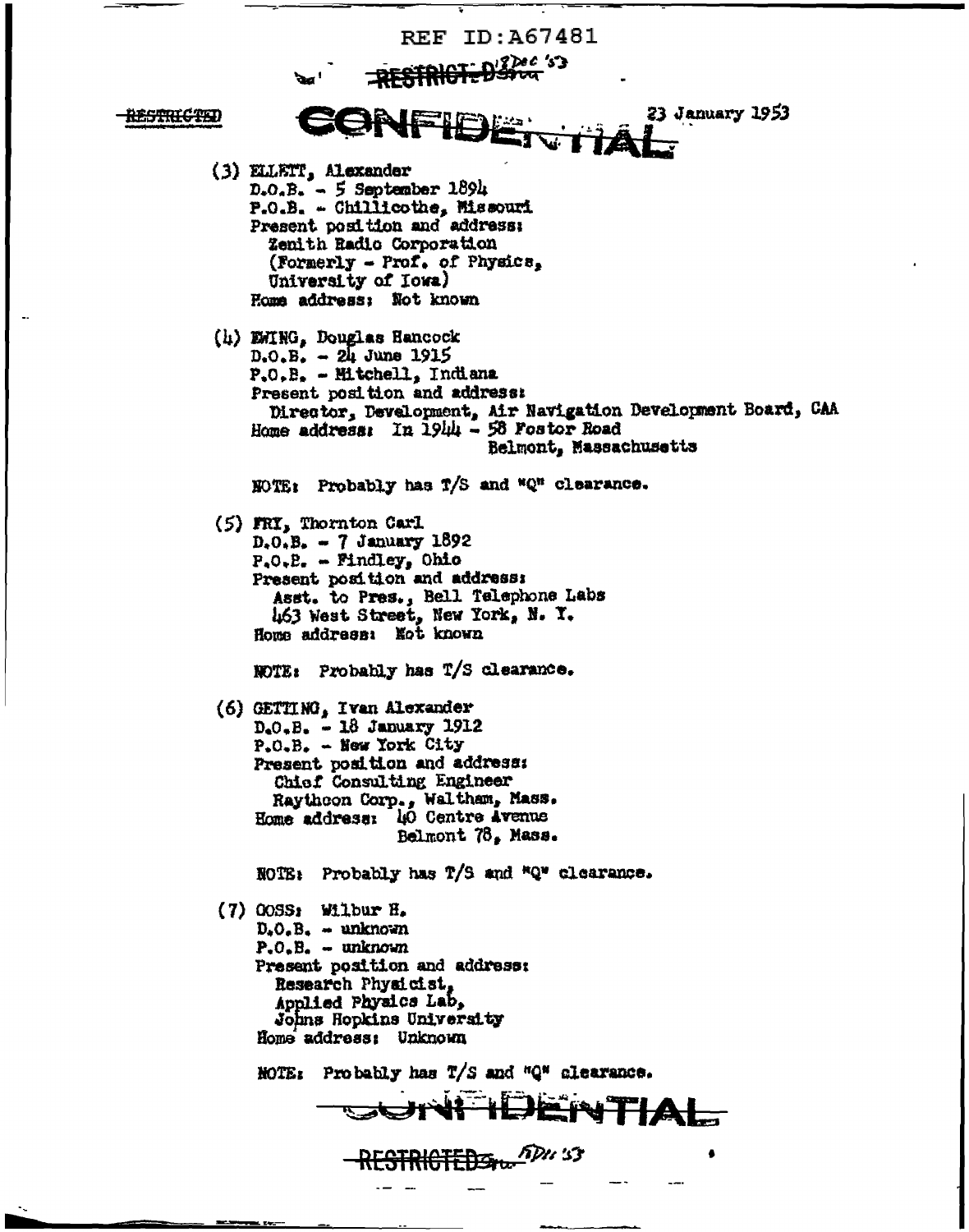REF ID:A67481

RESTRICTED

RESTRICTED

CONFIDENTIAL

23 January 1953

(3) ELLETT, Alexander
D.O.B. - 5 September 1894
P.O.B. - Chillicothe, Missouri
Present position and address:
Zenith Radio Corporation
(Formerly - Prof. of Physics,
University of Iowa)
Home address: Not known

(4) EWING, Douglas Hancock
D.O.B. - 24 June 1915
P.O.B. - Mitchell, Indiana
Present position and address:
Director, Development, Air Navigation Development Board, CAA
Home address: In 1944 - 58 Fostor Road
Belmont, Massachusetts

NOTE: Probably has T/S and "Q" clearance.

(5) FRY, Thornton Carl
D.O.B. - 7 January 1892
P.O.B. - Findley, Ohio
Present position and address:
Asst. to Pres., Bell Telephone Labs
463 West Street, New York, N. Y.
Home address: Not known

NOTE: Probably has T/S clearance.

(6) GETTING, Ivan Alexander
D.O.B. - 18 January 1912
P.O.B. - New York City
Present position and address:
Chief Consulting Engineer
Raytheon Corp., Waltham, Mass.
Home address: 40 Centre Avenue
Belmont 78, Mass.

NOTE: Probably has T/S and "Q" clearance.

(7) GOSS: Wilbur H.
D.O.B. - unknown
P.O.B. - unknown
Present position and address:
Research Physicist,
Applied Physics Lab,
Johns Hopkins University
Home address: Unknown

NOTE: Probably has T/S and "Q" clearance.

CONFIDENTIAL

RESTRICTED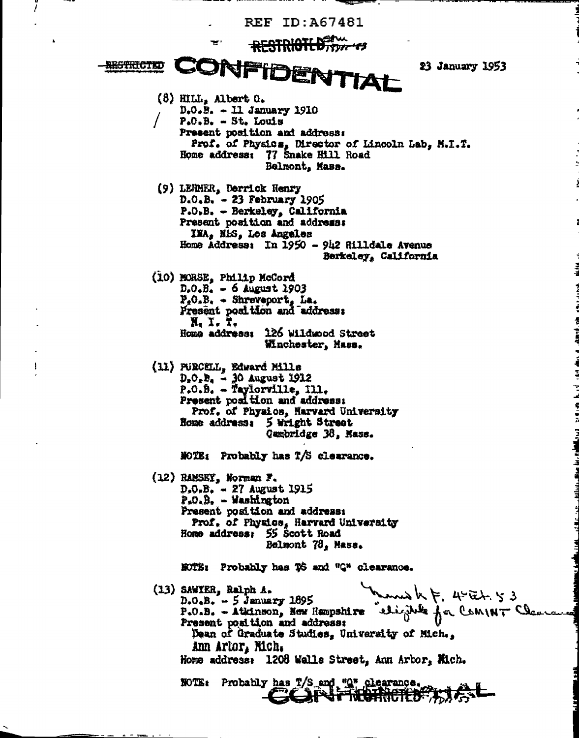REF ID:A67481

~~RESTRICTED~~

~~RESTRICTED~~ **CONFIDENTIAL** 23 January 1953

(8) HILL, Albert G.
D.O.B. - 11 January 1910
P.O.B. - St. Louis
Present position and address:
Prof. of Physics, Director of Lincoln Lab, M.I.T.
Home address: 77 Snake Hill Road
Belmont, Mass.

(9) LEHMER, Derrick Henry
D.O.B. - 23 February 1905
P.O.B. - Berkeley, California
Present position and address:
INA, NBS, Los Angeles
Home Address: In 1950 - 942 Hilldale Avenue
Berkeley, California

(10) MORSE, Philip McCord
D.O.B. - 6 August 1903
P.O.B. - Shreveport, La.
Present position and address:
M. I. T.
Home address: 126 Wildwood Street
Winchester, Mass.

(11) PURCELL, Edward Mills
D.O.B. - 30 August 1912
P.O.B. - Taylorville, Ill.
Present position and address:
Prof. of Physics, Harvard University
Home address: 5 Wright Street
Cambridge 38, Mass.

NOTE: Probably has T/S clearance.

(12) RAMSEY, Norman F.
D.O.B. - 27 August 1915
P.O.B. - Washington
Present position and address:
Prof. of Physics, Harvard University
Home address: 55 Scott Road
Belmont 78, Mass.

NOTE: Probably has TS and "Q" clearance.

(13) SAWYER, Ralph A.
D.O.B. - 5 January 1895
P.O.B. - Atkinson, New Hampshire
Present position and address:
Dean of Graduate Studies, University of Mich.,
Ann Arbor, Mich.
Home address: 1208 Wells Street, Ann Arbor, Mich.

*Mansh F. 4 Feb. 53 "eligible for COMINT Clearance"*

NOTE: Probably has T/S and "Q" clearance.

**CONFIDENTIAL** ~~RESTRICTED~~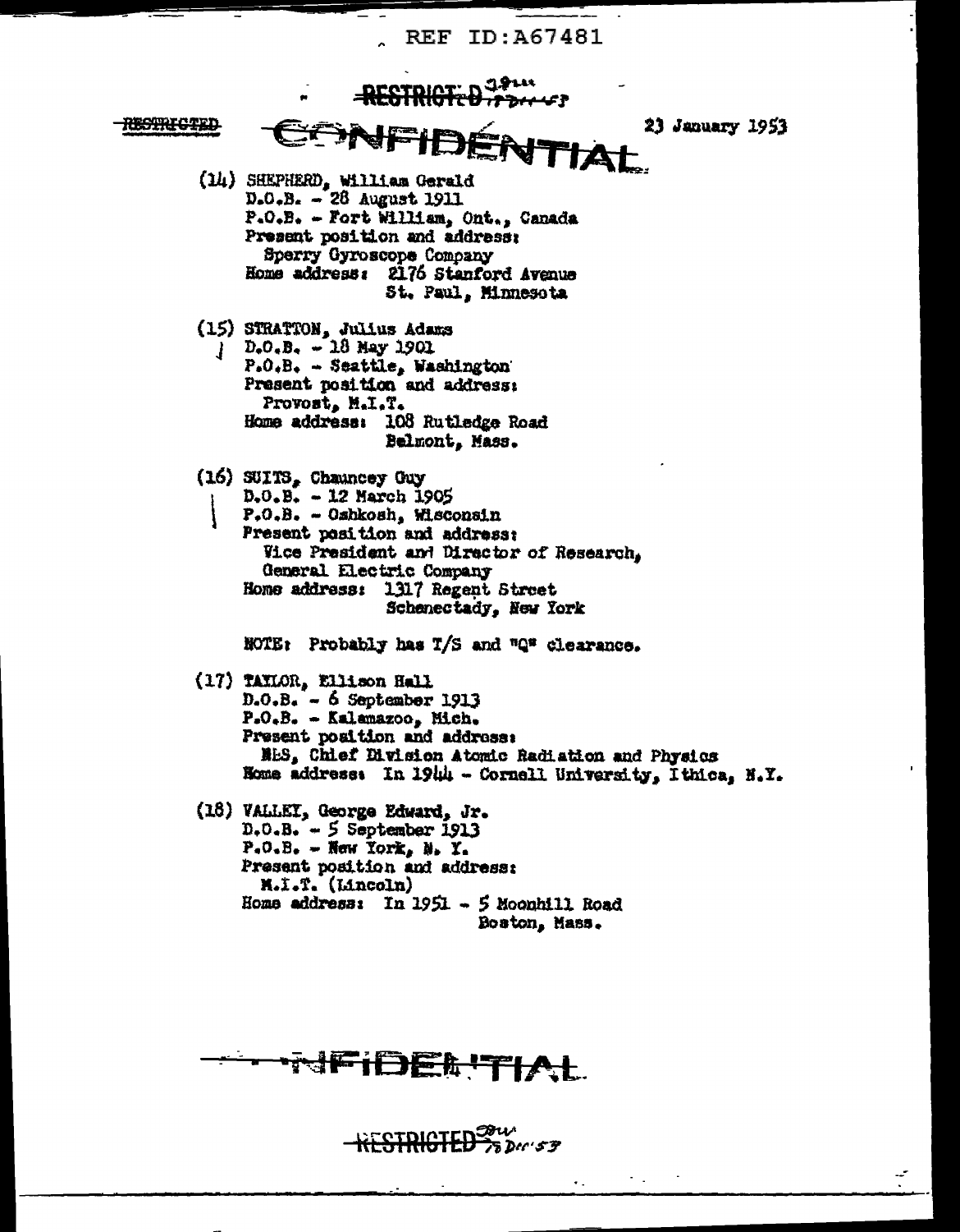REF ID:A67481

RESTRICTED

RESTRICTED

CONFIDENTIAL

23 January 1953

(14) SHEPHERD, William Gerald
D.O.B. - 28 August 1911
P.O.B. - Fort William, Ont., Canada
Present position and address:
Sperry Gyroscope Company
Home address: 2176 Stanford Avenue
St. Paul, Minnesota

(15) STRATTON, Julius Adams
D.O.B. - 18 May 1901
P.O.B. - Seattle, Washington
Present position and address:
Provost, M.I.T.
Home address: 108 Rutledge Road
Belmont, Mass.

(16) SUITS, Chauncey Guy
D.O.B. - 12 March 1905
P.O.B. - Oshkosh, Wisconsin
Present position and address:
Vice President and Director of Research,
General Electric Company
Home address: 1317 Regent Street
Schenectady, New York

NOTE: Probably has T/S and "Q" clearance.

(17) TAYLOR, Ellison Hall
D.O.B. - 6 September 1913
P.O.B. - Kalamazoo, Mich.
Present position and address:
NBS, Chief Division Atomic Radiation and Physics
Home address: In 1944 - Cornell University, Ithica, N.Y.

(18) VALLEY, George Edward, Jr.
D.O.B. - 5 September 1913
P.O.B. - New York, N. Y.
Present position and address:
M.I.T. (Lincoln)
Home address: In 1951 - 5 Moonhill Road
Boston, Mass.

CONFIDENTIAL

RESTRICTED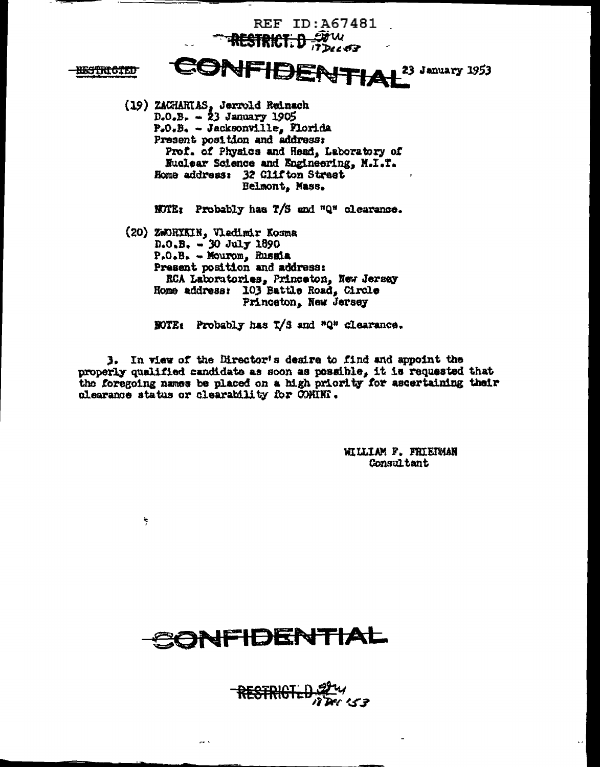REF ID:A67481

RESTRICTED

CONFIDENTIAL

RESTRICTED

23 January 1953

(19) ZACHARIAS, Jerrold Reinach
D.O.B. - 23 January 1905
P.O.B. - Jacksonville, Florida
Present position and address:
Prof. of Physics and Head, Laboratory of Nuclear Science and Engineering, M.I.T.
Home address: 32 Clifton Street
Belmont, Mass.

NOTE: Probably has T/S and "Q" clearance.

(20) ZWORYKIN, Vladimir Kosma
D.O.B. - 30 July 1890
P.O.B. - Mourom, Russia
Present position and address:
RCA Laboratories, Princeton, New Jersey
Home address: 103 Battle Road, Circle
Princeton, New Jersey

NOTE: Probably has T/S and "Q" clearance.

3. In view of the Director's desire to find and appoint the properly qualified candidate as soon as possible, it is requested that the foregoing names be placed on a high priority for ascertaining their clearance status or clearability for COMINT.

WILLIAM F. FRIEDMAN
Consultant

CONFIDENTIAL

RESTRICTED